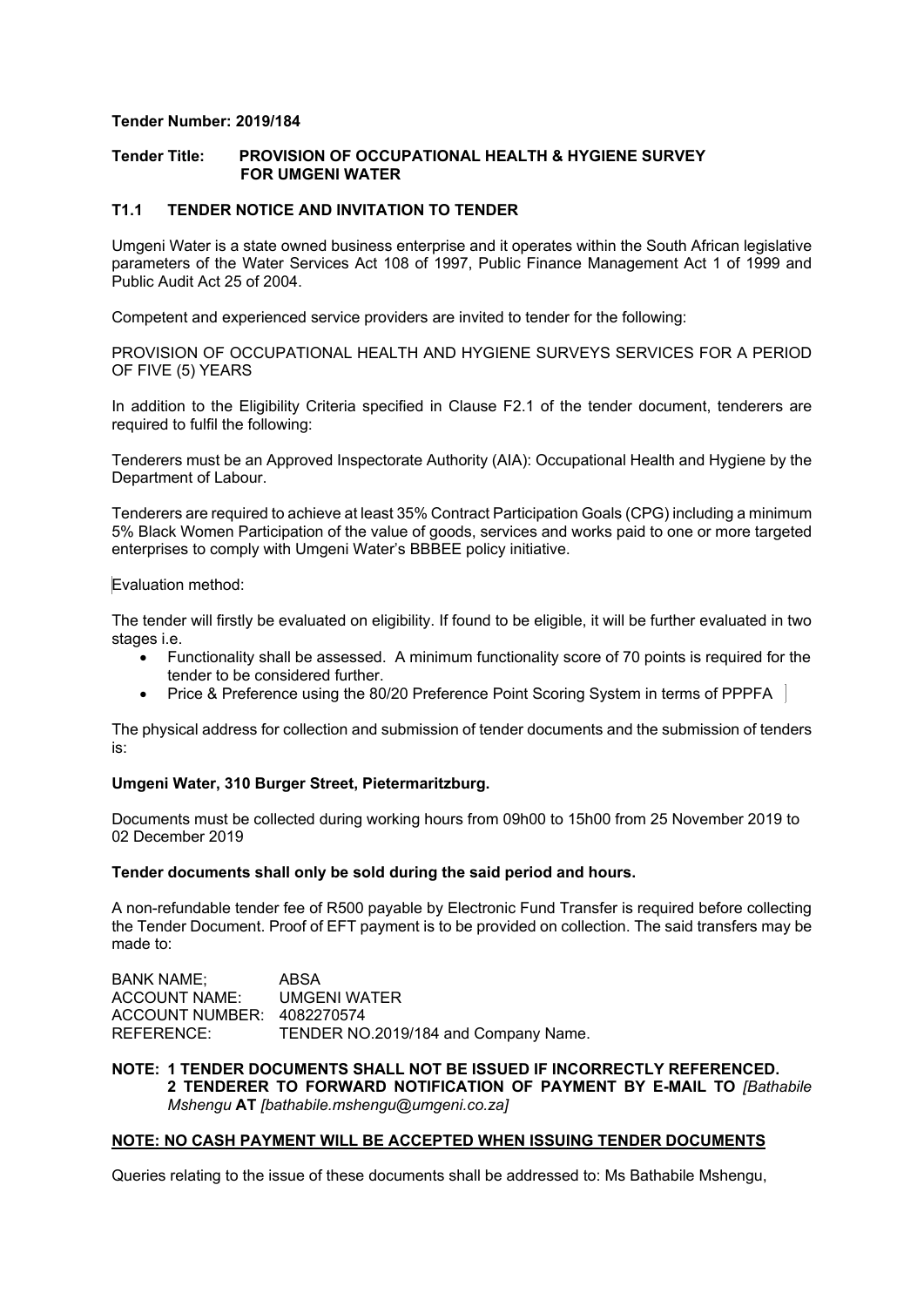**Tender Number: 2019/184**

**Tender Title: PROVISION OF OCCUPATIONAL HEALTH & HYGIENE SURVEY FOR UMGENI WATER**

## T1.1 TENDER NOTICE AND INVITATION TO TENDER

Umgeni Water is a state owned business enterprise and it operates within the South African legislative parameters of the Water Services Act 108 of 1997, Public Finance Management Act 1 of 1999 and Public Audit Act 25 of 2004.

Competent and experienced service providers are invited to tender for the following:

PROVISION OF OCCUPATIONAL HEALTH AND HYGIENE SURVEYS SERVICES FOR A PERIOD OF FIVE (5) YEARS

In addition to the Eligibility Criteria specified in Clause F2.1 of the tender document, tenderers are required to fulfil the following:

Tenderers must be an Approved Inspectorate Authority (AIA): Occupational Health and Hygiene by the Department of Labour.

Tenderers are required to achieve at least 35% Contract Participation Goals (CPG) including a minimum 5% Black Women Participation of the value of goods, services and works paid to one or more targeted enterprises to comply with Umgeni Water's BBBEE policy initiative.

Evaluation method:

The tender will firstly be evaluated on eligibility. If found to be eligible, it will be further evaluated in two stages i.e.

- Functionality shall be assessed. A minimum functionality score of 70 points is required for the tender to be considered further.
- Price & Preference using the 80/20 Preference Point Scoring System in terms of PPPFA

The physical address for collection and submission of tender documents and the submission of tenders is:

**Umgeni Water, 310 Burger Street, Pietermaritzburg.**

Documents must be collected during working hours from 09h00 to 15h00 from 25 November 2019 to 02 December 2019

**Tender documents shall only be sold during the said period and hours.**

A non-refundable tender fee of R500 payable by Electronic Fund Transfer is required before collecting the Tender Document. Proof of EFT payment is to be provided on collection. The said transfers may be made to:

BANK NAME; ABSA
ACCOUNT NAME: UMGENI WATER
ACCOUNT NUMBER: 4082270574
REFERENCE: TENDER NO.2019/184 and Company Name.

**NOTE: 1 TENDER DOCUMENTS SHALL NOT BE ISSUED IF INCORRECTLY REFERENCED.**
**2 TENDERER TO FORWARD NOTIFICATION OF PAYMENT BY E-MAIL TO** *[Bathabile Mshengu* **AT** *[bathabile.mshengu@umgeni.co.za]*

**NOTE: NO CASH PAYMENT WILL BE ACCEPTED WHEN ISSUING TENDER DOCUMENTS**

Queries relating to the issue of these documents shall be addressed to: Ms Bathabile Mshengu,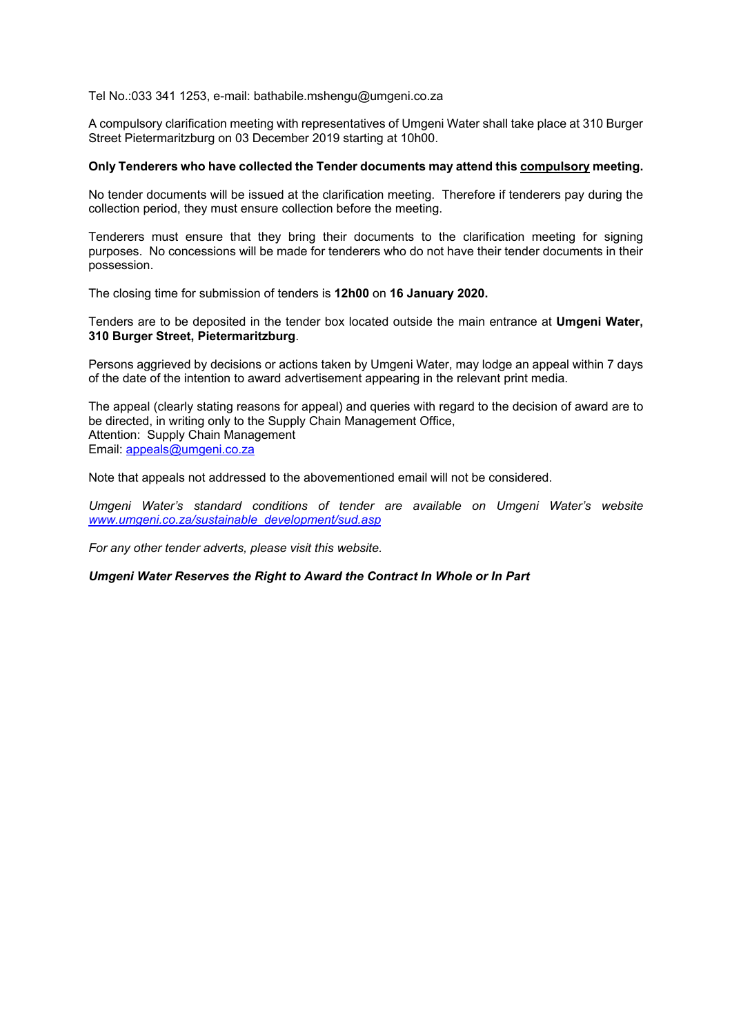Tel No.:033 341 1253, e-mail: bathabile.mshengu@umgeni.co.za

A compulsory clarification meeting with representatives of Umgeni Water shall take place at 310 Burger Street Pietermaritzburg on 03 December 2019 starting at 10h00.

**Only Tenderers who have collected the Tender documents may attend this compulsory meeting.**

No tender documents will be issued at the clarification meeting. Therefore if tenderers pay during the collection period, they must ensure collection before the meeting.

Tenderers must ensure that they bring their documents to the clarification meeting for signing purposes. No concessions will be made for tenderers who do not have their tender documents in their possession.

The closing time for submission of tenders is **12h00** on **16 January 2020.**

Tenders are to be deposited in the tender box located outside the main entrance at **Umgeni Water, 310 Burger Street, Pietermaritzburg**.

Persons aggrieved by decisions or actions taken by Umgeni Water, may lodge an appeal within 7 days of the date of the intention to award advertisement appearing in the relevant print media.

The appeal (clearly stating reasons for appeal) and queries with regard to the decision of award are to be directed, in writing only to the Supply Chain Management Office,
Attention: Supply Chain Management
Email: appeals@umgeni.co.za

Note that appeals not addressed to the abovementioned email will not be considered.

*Umgeni Water's standard conditions of tender are available on Umgeni Water's website www.umgeni.co.za/sustainable_development/sud.asp*

*For any other tender adverts, please visit this website.*

***Umgeni Water Reserves the Right to Award the Contract In Whole or In Part***